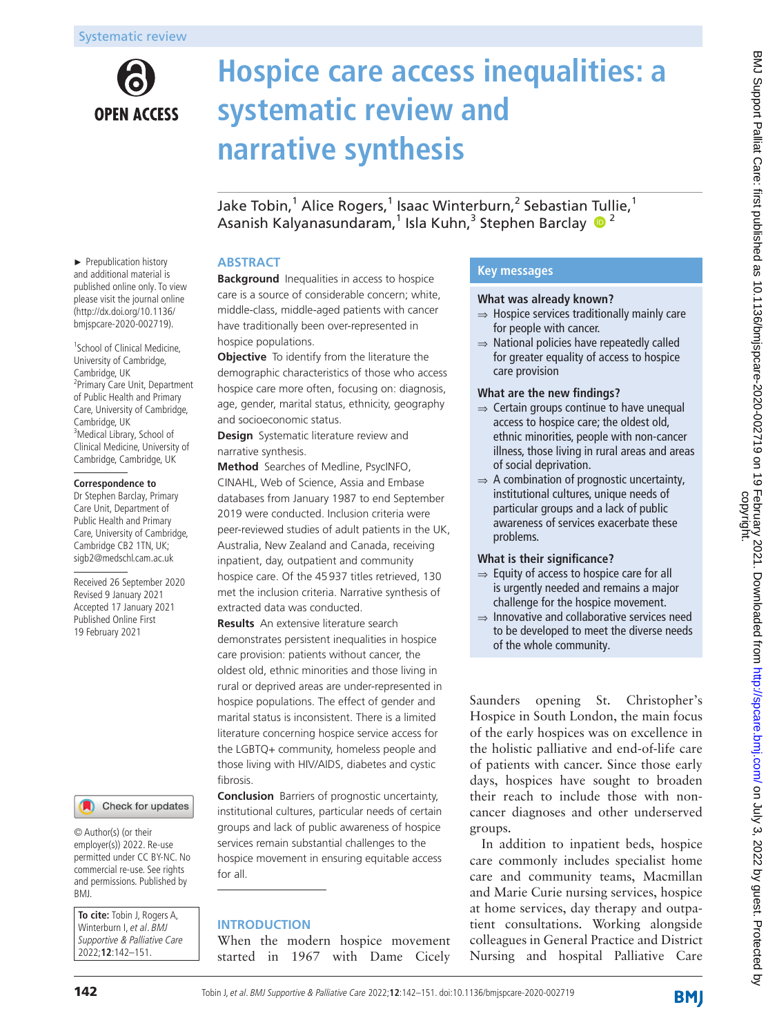Systematic review

# Hospice care access inequalities: a systematic review and narrative synthesis

Jake Tobin,[1] Alice Rogers,[1] Isaac Winterburn,[2] Sebastian Tullie,[1] Asanish Kalyanasundaram,[1] Isla Kuhn,[3] Stephen Barclay [2]

► Prepublication history and additional material is published online only. To view please visit the journal online (http://dx.doi.org/10.1136/bmjspcare-2020-002719).

[1]School of Clinical Medicine, University of Cambridge, Cambridge, UK
[2]Primary Care Unit, Department of Public Health and Primary Care, University of Cambridge, Cambridge, UK
[3]Medical Library, School of Clinical Medicine, University of Cambridge, Cambridge, UK

**Correspondence to**
Dr Stephen Barclay, Primary Care Unit, Department of Public Health and Primary Care, University of Cambridge, Cambridge CB2 1TN, UK; sigb2@medschl.cam.ac.uk

Received 26 September 2020
Revised 9 January 2021
Accepted 17 January 2021
Published Online First 19 February 2021

© Author(s) (or their employer(s)) 2022. Re-use permitted under CC BY-NC. No commercial re-use. See rights and permissions. Published by BMJ.

**To cite:** Tobin J, Rogers A, Winterburn I, *et al*. *BMJ Supportive & Palliative Care* 2022;**12**:142–151.

## ABSTRACT

**Background** Inequalities in access to hospice care is a source of considerable concern; white, middle-class, middle-aged patients with cancer have traditionally been over-represented in hospice populations.

**Objective** To identify from the literature the demographic characteristics of those who access hospice care more often, focusing on: diagnosis, age, gender, marital status, ethnicity, geography and socioeconomic status.

**Design** Systematic literature review and narrative synthesis.

**Method** Searches of Medline, PsycINFO, CINAHL, Web of Science, Assia and Embase databases from January 1987 to end September 2019 were conducted. Inclusion criteria were peer-reviewed studies of adult patients in the UK, Australia, New Zealand and Canada, receiving inpatient, day, outpatient and community hospice care. Of the 45937 titles retrieved, 130 met the inclusion criteria. Narrative synthesis of extracted data was conducted.

**Results** An extensive literature search demonstrates persistent inequalities in hospice care provision: patients without cancer, the oldest old, ethnic minorities and those living in rural or deprived areas are under-represented in hospice populations. The effect of gender and marital status is inconsistent. There is a limited literature concerning hospice service access for the LGBTQ+ community, homeless people and those living with HIV/AIDS, diabetes and cystic fibrosis.

**Conclusion** Barriers of prognostic uncertainty, institutional cultures, particular needs of certain groups and lack of public awareness of hospice services remain substantial challenges to the hospice movement in ensuring equitable access for all.

## Key messages

**What was already known?**
- ⇒ Hospice services traditionally mainly care for people with cancer.
- ⇒ National policies have repeatedly called for greater equality of access to hospice care provision

**What are the new findings?**
- ⇒ Certain groups continue to have unequal access to hospice care; the oldest old, ethnic minorities, people with non-cancer illness, those living in rural areas and areas of social deprivation.
- ⇒ A combination of prognostic uncertainty, institutional cultures, unique needs of particular groups and a lack of public awareness of services exacerbate these problems.

**What is their significance?**
- ⇒ Equity of access to hospice care for all is urgently needed and remains a major challenge for the hospice movement.
- ⇒ Innovative and collaborative services need to be developed to meet the diverse needs of the whole community.

## INTRODUCTION

When the modern hospice movement started in 1967 with Dame Cicely Saunders opening St. Christopher's Hospice in South London, the main focus of the early hospices was on excellence in the holistic palliative and end-of-life care of patients with cancer. Since those early days, hospices have sought to broaden their reach to include those with non-cancer diagnoses and other underserved groups.

In addition to inpatient beds, hospice care commonly includes specialist home care and community teams, Macmillan and Marie Curie nursing services, hospice at home services, day therapy and outpatient consultations. Working alongside colleagues in General Practice and District Nursing and hospital Palliative Care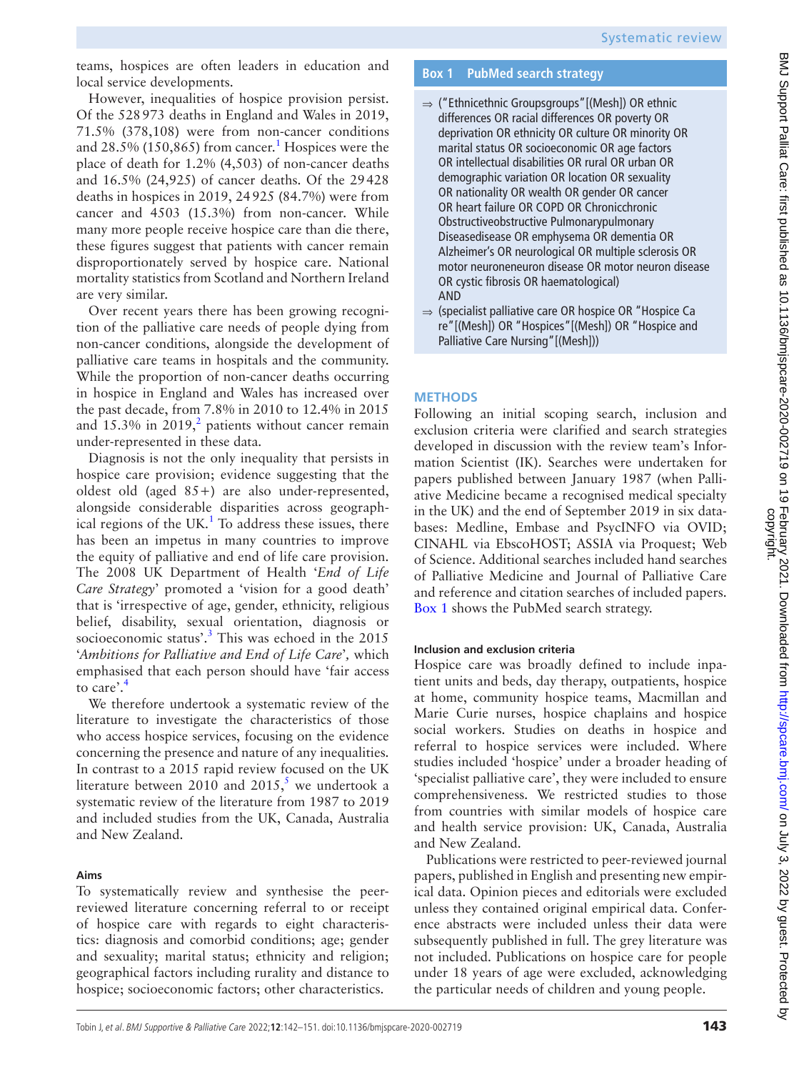teams, hospices are often leaders in education and local service developments.

However, inequalities of hospice provision persist. Of the 528 973 deaths in England and Wales in 2019, 71.5% (378,108) were from non-cancer conditions and 28.5% (150,865) from cancer.[1] Hospices were the place of death for 1.2% (4,503) of non-cancer deaths and 16.5% (24,925) of cancer deaths. Of the 29 428 deaths in hospices in 2019, 24 925 (84.7%) were from cancer and 4503 (15.3%) from non-cancer. While many more people receive hospice care than die there, these figures suggest that patients with cancer remain disproportionately served by hospice care. National mortality statistics from Scotland and Northern Ireland are very similar.

Over recent years there has been growing recognition of the palliative care needs of people dying from non-cancer conditions, alongside the development of palliative care teams in hospitals and the community. While the proportion of non-cancer deaths occurring in hospice in England and Wales has increased over the past decade, from 7.8% in 2010 to 12.4% in 2015 and 15.3% in 2019,[2] patients without cancer remain under-represented in these data.

Diagnosis is not the only inequality that persists in hospice care provision; evidence suggesting that the oldest old (aged 85+) are also under-represented, alongside considerable disparities across geographical regions of the UK.[1] To address these issues, there has been an impetus in many countries to improve the equity of palliative and end of life care provision. The 2008 UK Department of Health '*End of Life Care Strategy*' promoted a 'vision for a good death' that is 'irrespective of age, gender, ethnicity, religious belief, disability, sexual orientation, diagnosis or socioeconomic status'.[3] This was echoed in the 2015 '*Ambitions for Palliative and End of Life Care*', which emphasised that each person should have 'fair access to care'.[4]

We therefore undertook a systematic review of the literature to investigate the characteristics of those who access hospice services, focusing on the evidence concerning the presence and nature of any inequalities. In contrast to a 2015 rapid review focused on the UK literature between 2010 and 2015,[5] we undertook a systematic review of the literature from 1987 to 2019 and included studies from the UK, Canada, Australia and New Zealand.

### Aims

To systematically review and synthesise the peer-reviewed literature concerning referral to or receipt of hospice care with regards to eight characteristics: diagnosis and comorbid conditions; age; gender and sexuality; marital status; ethnicity and religion; geographical factors including rurality and distance to hospice; socioeconomic factors; other characteristics.

**Box 1 PubMed search strategy**

⇒ ("Ethnicethnic Groupsgroups"[(Mesh]) OR ethnic differences OR racial differences OR poverty OR deprivation OR ethnicity OR culture OR minority OR marital status OR socioeconomic OR age factors OR intellectual disabilities OR rural OR urban OR demographic variation OR location OR sexuality OR nationality OR wealth OR gender OR cancer OR heart failure OR COPD OR Chronicchronic Obstructiveobstructive Pulmonarypulmonary Diseasedisease OR emphysema OR dementia OR Alzheimer's OR neurological OR multiple sclerosis OR motor neuroneneuron disease OR motor neuron disease OR cystic fibrosis OR haematological)
AND

⇒ (specialist palliative care OR hospice OR "Hospice Ca re"[(Mesh]) OR "Hospices"[(Mesh]) OR "Hospice and Palliative Care Nursing"[(Mesh]))

## METHODS

Following an initial scoping search, inclusion and exclusion criteria were clarified and search strategies developed in discussion with the review team's Information Scientist (IK). Searches were undertaken for papers published between January 1987 (when Palliative Medicine became a recognised medical specialty in the UK) and the end of September 2019 in six databases: Medline, Embase and PsycINFO via OVID; CINAHL via EbscoHOST; ASSIA via Proquest; Web of Science. Additional searches included hand searches of Palliative Medicine and Journal of Palliative Care and reference and citation searches of included papers. Box 1 shows the PubMed search strategy.

### Inclusion and exclusion criteria

Hospice care was broadly defined to include inpatient units and beds, day therapy, outpatients, hospice at home, community hospice teams, Macmillan and Marie Curie nurses, hospice chaplains and hospice social workers. Studies on deaths in hospice and referral to hospice services were included. Where studies included 'hospice' under a broader heading of 'specialist palliative care', they were included to ensure comprehensiveness. We restricted studies to those from countries with similar models of hospice care and health service provision: UK, Canada, Australia and New Zealand.

Publications were restricted to peer-reviewed journal papers, published in English and presenting new empirical data. Opinion pieces and editorials were excluded unless they contained original empirical data. Conference abstracts were included unless their data were subsequently published in full. The grey literature was not included. Publications on hospice care for people under 18 years of age were excluded, acknowledging the particular needs of children and young people.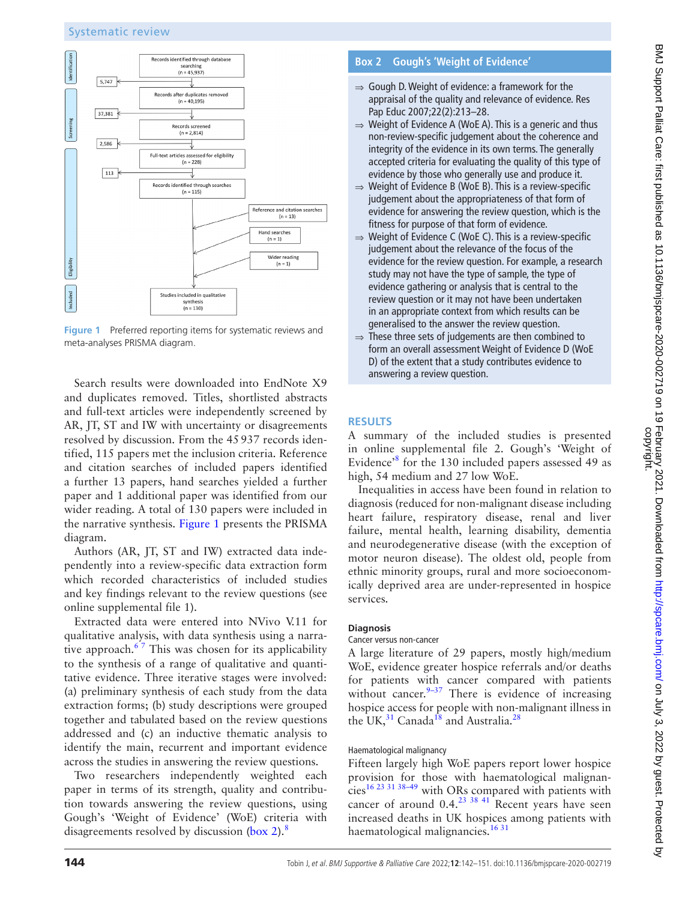Figure 1 Preferred reporting items for systematic reviews and meta-analyses PRISMA diagram.

Search results were downloaded into EndNote X9 and duplicates removed. Titles, shortlisted abstracts and full-text articles were independently screened by AR, JT, ST and IW with uncertainty or disagreements resolved by discussion. From the 45 937 records identified, 115 papers met the inclusion criteria. Reference and citation searches of included papers identified a further 13 papers, hand searches yielded a further paper and 1 additional paper was identified from our wider reading. A total of 130 papers were included in the narrative synthesis. Figure 1 presents the PRISMA diagram.

Authors (AR, JT, ST and IW) extracted data independently into a review-specific data extraction form which recorded characteristics of included studies and key findings relevant to the review questions (see online supplemental file 1).

Extracted data were entered into NVivo V.11 for qualitative analysis, with data synthesis using a narrative approach.[6 7] This was chosen for its applicability to the synthesis of a range of qualitative and quantitative evidence. Three iterative stages were involved: (a) preliminary synthesis of each study from the data extraction forms; (b) study descriptions were grouped together and tabulated based on the review questions addressed and (c) an inductive thematic analysis to identify the main, recurrent and important evidence across the studies in answering the review questions.

Two researchers independently weighted each paper in terms of its strength, quality and contribution towards answering the review questions, using Gough's 'Weight of Evidence' (WoE) criteria with disagreements resolved by discussion (box 2).[8]

**Box 2 Gough's 'Weight of Evidence'**

- ⇒ Gough D. Weight of evidence: a framework for the appraisal of the quality and relevance of evidence. Res Pap Educ 2007;22(2):213–28.
- ⇒ Weight of Evidence A (WoE A). This is a generic and thus non-review-specific judgement about the coherence and integrity of the evidence in its own terms. The generally accepted criteria for evaluating the quality of this type of evidence by those who generally use and produce it.
- ⇒ Weight of Evidence B (WoE B). This is a review-specific judgement about the appropriateness of that form of evidence for answering the review question, which is the fitness for purpose of that form of evidence.
- ⇒ Weight of Evidence C (WoE C). This is a review-specific judgement about the relevance of the focus of the evidence for the review question. For example, a research study may not have the type of sample, the type of evidence gathering or analysis that is central to the review question or it may not have been undertaken in an appropriate context from which results can be generalised to the answer the review question.
- ⇒ These three sets of judgements are then combined to form an overall assessment Weight of Evidence D (WoE D) of the extent that a study contributes evidence to answering a review question.

## RESULTS

A summary of the included studies is presented in online supplemental file 2. Gough's 'Weight of Evidence'[8] for the 130 included papers assessed 49 as high, 54 medium and 27 low WoE.

Inequalities in access have been found in relation to diagnosis (reduced for non-malignant disease including heart failure, respiratory disease, renal and liver failure, mental health, learning disability, dementia and neurodegenerative disease (with the exception of motor neuron disease). The oldest old, people from ethnic minority groups, rural and more socioeconomically deprived area are under-represented in hospice services.

### Diagnosis

#### Cancer versus non-cancer

A large literature of 29 papers, mostly high/medium WoE, evidence greater hospice referrals and/or deaths for patients with cancer compared with patients without cancer.[9–37] There is evidence of increasing hospice access for people with non-malignant illness in the UK,[31] Canada[18] and Australia.[28]

#### Haematological malignancy

Fifteen largely high WoE papers report lower hospice provision for those with haematological malignancies[16 23 31 38–49] with ORs compared with patients with cancer of around 0.4.[23 38 41] Recent years have seen increased deaths in UK hospices among patients with haematological malignancies.[16 31]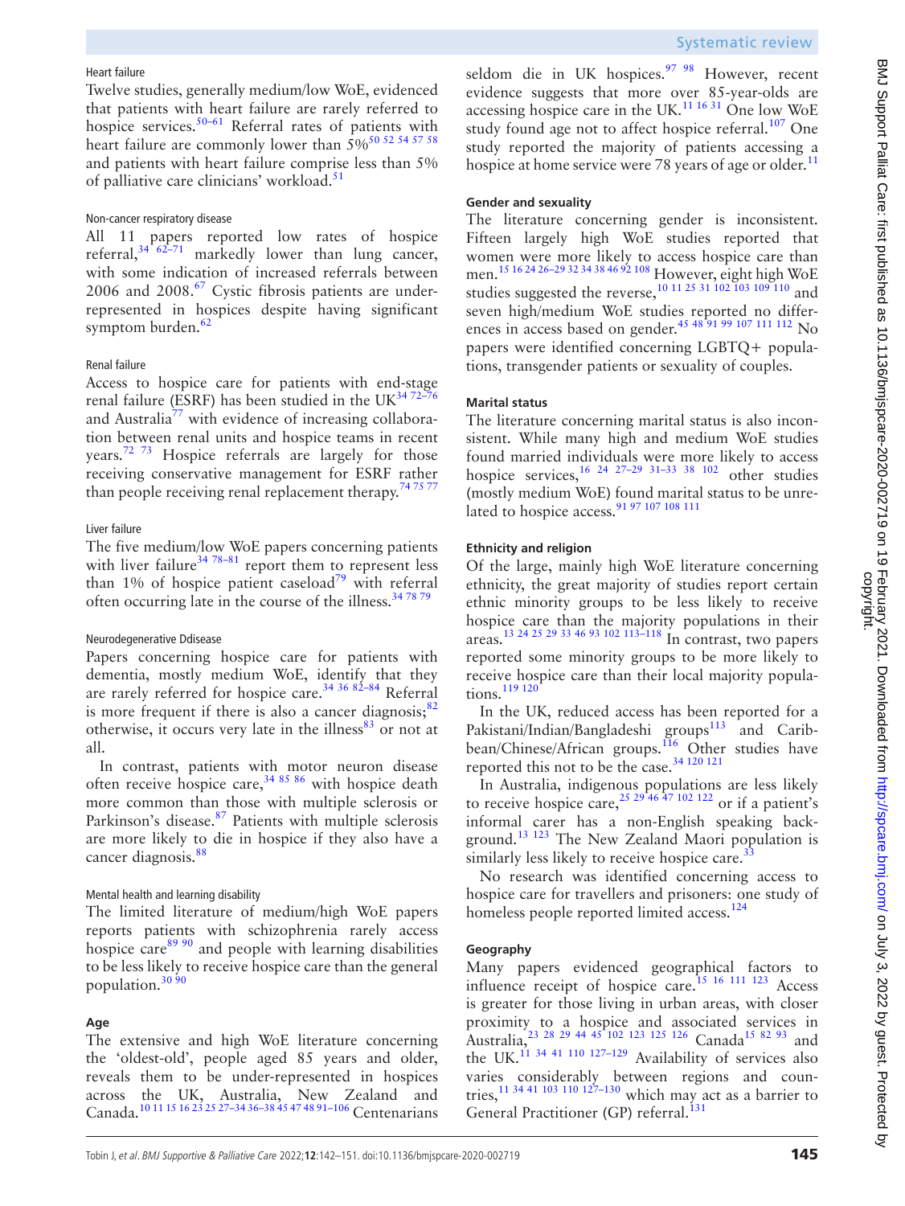### Heart failure

Twelve studies, generally medium/low WoE, evidenced that patients with heart failure are rarely referred to hospice services.[50–61] Referral rates of patients with heart failure are commonly lower than 5%[50 52 54 57 58] and patients with heart failure comprise less than 5% of palliative care clinicians' workload.[51]

### Non-cancer respiratory disease

All 11 papers reported low rates of hospice referral,[34 62–71] markedly lower than lung cancer, with some indication of increased referrals between 2006 and 2008.[67] Cystic fibrosis patients are under-represented in hospices despite having significant symptom burden.[62]

### Renal failure

Access to hospice care for patients with end-stage renal failure (ESRF) has been studied in the UK[34 72–76] and Australia[77] with evidence of increasing collaboration between renal units and hospice teams in recent years.[72 73] Hospice referrals are largely for those receiving conservative management for ESRF rather than people receiving renal replacement therapy.[74 75 77]

### Liver failure

The five medium/low WoE papers concerning patients with liver failure[34 78–81] report them to represent less than 1% of hospice patient caseload[79] with referral often occurring late in the course of the illness.[34 78 79]

### Neurodegenerative Ddisease

Papers concerning hospice care for patients with dementia, mostly medium WoE, identify that they are rarely referred for hospice care.[34 36 82–84] Referral is more frequent if there is also a cancer diagnosis;[82] otherwise, it occurs very late in the illness[83] or not at all.

In contrast, patients with motor neuron disease often receive hospice care,[34 85 86] with hospice death more common than those with multiple sclerosis or Parkinson's disease.[87] Patients with multiple sclerosis are more likely to die in hospice if they also have a cancer diagnosis.[88]

### Mental health and learning disability

The limited literature of medium/high WoE papers reports patients with schizophrenia rarely access hospice care[89 90] and people with learning disabilities to be less likely to receive hospice care than the general population.[30 90]

### Age

The extensive and high WoE literature concerning the 'oldest-old', people aged 85 years and older, reveals them to be under-represented in hospices across the UK, Australia, New Zealand and Canada.[10 11 15 16 23 25 27–34 36–38 45 47 48 91–106] Centenarians seldom die in UK hospices.[97 98] However, recent evidence suggests that more over 85-year-olds are accessing hospice care in the UK.[11 16 31] One low WoE study found age not to affect hospice referral.[107] One study reported the majority of patients accessing a hospice at home service were 78 years of age or older.[11]

### Gender and sexuality

The literature concerning gender is inconsistent. Fifteen largely high WoE studies reported that women were more likely to access hospice care than men.[15 16 24 26–29 32 34 38 46 92 108] However, eight high WoE studies suggested the reverse,[10 11 25 31 102 103 109 110] and seven high/medium WoE studies reported no differences in access based on gender.[45 48 91 99 107 111 112] No papers were identified concerning LGBTQ+ populations, transgender patients or sexuality of couples.

### Marital status

The literature concerning marital status is also inconsistent. While many high and medium WoE studies found married individuals were more likely to access hospice services,[16 24 27–29 31–33 38 102] other studies (mostly medium WoE) found marital status to be unrelated to hospice access.[91 97 107 108 111]

### Ethnicity and religion

Of the large, mainly high WoE literature concerning ethnicity, the great majority of studies report certain ethnic minority groups to be less likely to receive hospice care than the majority populations in their areas.[13 24 25 29 33 46 93 102 113–118] In contrast, two papers reported some minority groups to be more likely to receive hospice care than their local majority populations.[119 120]

In the UK, reduced access has been reported for a Pakistani/Indian/Bangladeshi groups[113] and Caribbean/Chinese/African groups.[116] Other studies have reported this not to be the case.[34 120 121]

In Australia, indigenous populations are less likely to receive hospice care,[25 29 46 47 102 122] or if a patient's informal carer has a non-English speaking background.[13 123] The New Zealand Maori population is similarly less likely to receive hospice care.[33]

No research was identified concerning access to hospice care for travellers and prisoners: one study of homeless people reported limited access.[124]

### Geography

Many papers evidenced geographical factors to influence receipt of hospice care.[15 16 111 123] Access is greater for those living in urban areas, with closer proximity to a hospice and associated services in Australia,[23 28 29 44 45 102 123 125 126] Canada[15 82 93] and the UK.[11 34 41 110 127–129] Availability of services also varies considerably between regions and countries,[11 34 41 103 110 127–130] which may act as a barrier to General Practitioner (GP) referral.[131]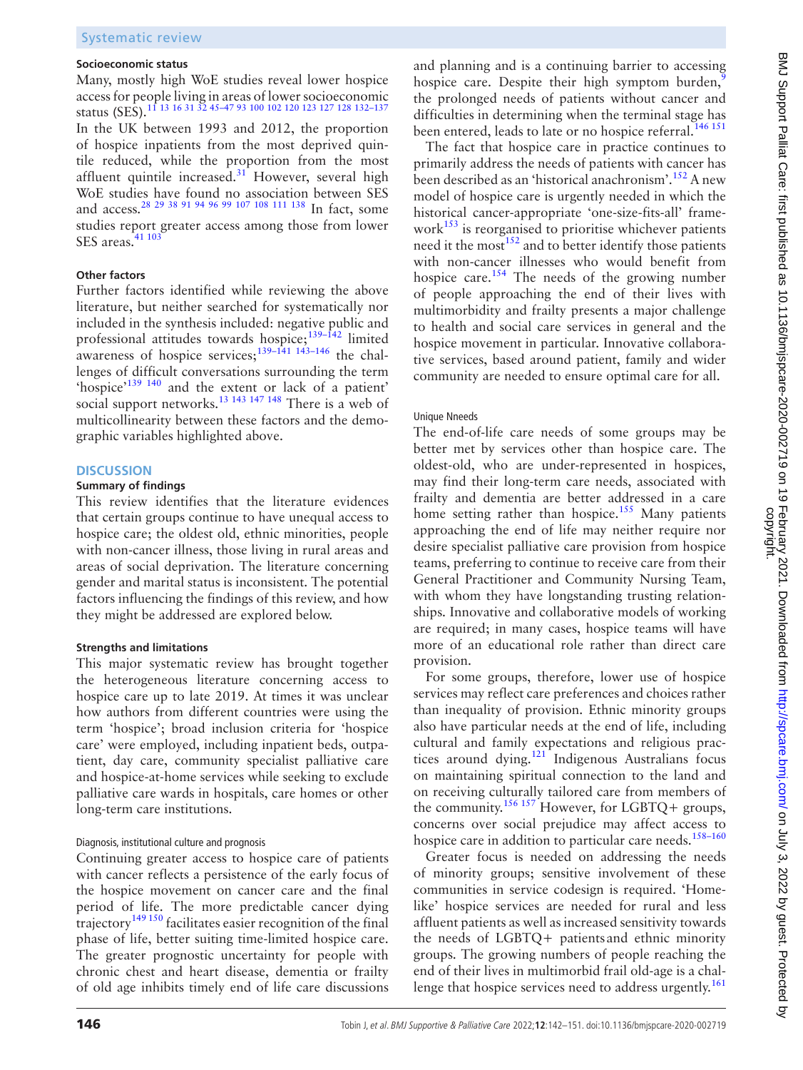### Socioeconomic status

Many, mostly high WoE studies reveal lower hospice access for people living in areas of lower socioeconomic status (SES).[11 13 16 31 32 45–47 93 100 102 120 123 127 128 132–137] In the UK between 1993 and 2012, the proportion of hospice inpatients from the most deprived quintile reduced, while the proportion from the most affluent quintile increased.[31] However, several high WoE studies have found no association between SES and access.[28 29 38 91 94 96 99 107 108 111 138] In fact, some studies report greater access among those from lower SES areas.[41 103]

### Other factors

Further factors identified while reviewing the above literature, but neither searched for systematically nor included in the synthesis included: negative public and professional attitudes towards hospice;[139–142] limited awareness of hospice services;[139–141 143–146] the challenges of difficult conversations surrounding the term 'hospice'[139 140] and the extent or lack of a patient' social support networks.[13 143 147 148] There is a web of multicollinearity between these factors and the demographic variables highlighted above.

## DISCUSSION

### Summary of findings

This review identifies that the literature evidences that certain groups continue to have unequal access to hospice care; the oldest old, ethnic minorities, people with non-cancer illness, those living in rural areas and areas of social deprivation. The literature concerning gender and marital status is inconsistent. The potential factors influencing the findings of this review, and how they might be addressed are explored below.

### Strengths and limitations

This major systematic review has brought together the heterogeneous literature concerning access to hospice care up to late 2019. At times it was unclear how authors from different countries were using the term 'hospice'; broad inclusion criteria for 'hospice care' were employed, including inpatient beds, outpatient, day care, community specialist palliative care and hospice-at-home services while seeking to exclude palliative care wards in hospitals, care homes or other long-term care institutions.

#### Diagnosis, institutional culture and prognosis

Continuing greater access to hospice care of patients with cancer reflects a persistence of the early focus of the hospice movement on cancer care and the final period of life. The more predictable cancer dying trajectory[149 150] facilitates easier recognition of the final phase of life, better suiting time-limited hospice care. The greater prognostic uncertainty for people with chronic chest and heart disease, dementia or frailty of old age inhibits timely end of life care discussions and planning and is a continuing barrier to accessing hospice care. Despite their high symptom burden,[9] the prolonged needs of patients without cancer and difficulties in determining when the terminal stage has been entered, leads to late or no hospice referral.[146 151]

The fact that hospice care in practice continues to primarily address the needs of patients with cancer has been described as an 'historical anachronism'.[152] A new model of hospice care is urgently needed in which the historical cancer-appropriate 'one-size-fits-all' framework[153] is reorganised to prioritise whichever patients need it the most[152] and to better identify those patients with non-cancer illnesses who would benefit from hospice care.[154] The needs of the growing number of people approaching the end of their lives with multimorbidity and frailty presents a major challenge to health and social care services in general and the hospice movement in particular. Innovative collaborative services, based around patient, family and wider community are needed to ensure optimal care for all.

#### Unique Nneeds

The end-of-life care needs of some groups may be better met by services other than hospice care. The oldest-old, who are under-represented in hospices, may find their long-term care needs, associated with frailty and dementia are better addressed in a care home setting rather than hospice.[155] Many patients approaching the end of life may neither require nor desire specialist palliative care provision from hospice teams, preferring to continue to receive care from their General Practitioner and Community Nursing Team, with whom they have longstanding trusting relationships. Innovative and collaborative models of working are required; in many cases, hospice teams will have more of an educational role rather than direct care provision.

For some groups, therefore, lower use of hospice services may reflect care preferences and choices rather than inequality of provision. Ethnic minority groups also have particular needs at the end of life, including cultural and family expectations and religious practices around dying.[121] Indigenous Australians focus on maintaining spiritual connection to the land and on receiving culturally tailored care from members of the community.[156 157] However, for LGBTQ+ groups, concerns over social prejudice may affect access to hospice care in addition to particular care needs.[158–160]

Greater focus is needed on addressing the needs of minority groups; sensitive involvement of these communities in service codesign is required. 'Home-like' hospice services are needed for rural and less affluent patients as well as increased sensitivity towards the needs of LGBTQ+ patientsand ethnic minority groups. The growing numbers of people reaching the end of their lives in multimorbid frail old-age is a challenge that hospice services need to address urgently.[161]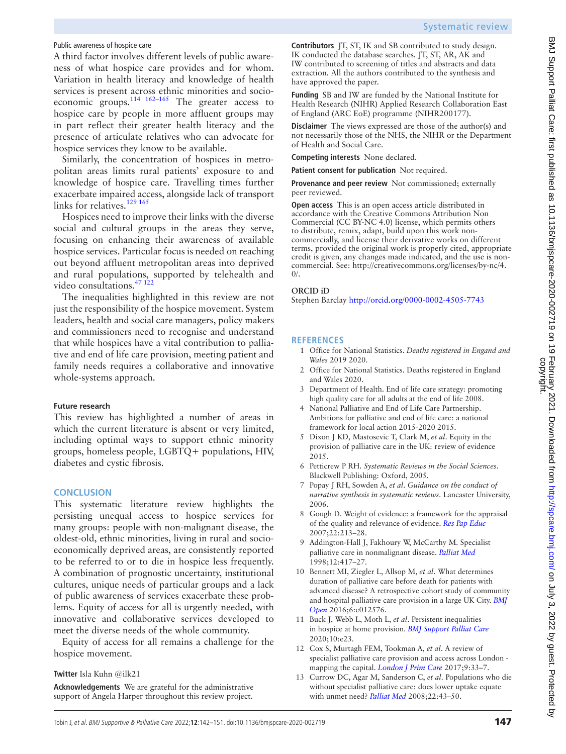### Public awareness of hospice care

A third factor involves different levels of public awareness of what hospice care provides and for whom. Variation in health literacy and knowledge of health services is present across ethnic minorities and socioeconomic groups.[114 162–165] The greater access to hospice care by people in more affluent groups may in part reflect their greater health literacy and the presence of articulate relatives who can advocate for hospice services they know to be available.

Similarly, the concentration of hospices in metropolitan areas limits rural patients' exposure to and knowledge of hospice care. Travelling times further exacerbate impaired access, alongside lack of transport links for relatives.[129 165]

Hospices need to improve their links with the diverse social and cultural groups in the areas they serve, focusing on enhancing their awareness of available hospice services. Particular focus is needed on reaching out beyond affluent metropolitan areas into deprived and rural populations, supported by telehealth and video consultations.[47 122]

The inequalities highlighted in this review are not just the responsibility of the hospice movement. System leaders, health and social care managers, policy makers and commissioners need to recognise and understand that while hospices have a vital contribution to palliative and end of life care provision, meeting patient and family needs requires a collaborative and innovative whole-systems approach.

### Future research

This review has highlighted a number of areas in which the current literature is absent or very limited, including optimal ways to support ethnic minority groups, homeless people, LGBTQ+ populations, HIV, diabetes and cystic fibrosis.

## CONCLUSION

This systematic literature review highlights the persisting unequal access to hospice services for many groups: people with non-malignant disease, the oldest-old, ethnic minorities, living in rural and socioeconomically deprived areas, are consistently reported to be referred to or to die in hospice less frequently. A combination of prognostic uncertainty, institutional cultures, unique needs of particular groups and a lack of public awareness of services exacerbate these problems. Equity of access for all is urgently needed, with innovative and collaborative services developed to meet the diverse needs of the whole community.

Equity of access for all remains a challenge for the hospice movement.

**Twitter** Isla Kuhn @ilk21

**Acknowledgements** We are grateful for the administrative support of Angela Harper throughout this review project.

**Contributors** JT, ST, IK and SB contributed to study design. IK conducted the database searches. JT, ST, AR, AK and IW contributed to screening of titles and abstracts and data extraction. All the authors contributed to the synthesis and have approved the paper.

**Funding** SB and IW are funded by the National Institute for Health Research (NIHR) Applied Research Collaboration East of England (ARC EoE) programme (NIHR200177).

**Disclaimer** The views expressed are those of the author(s) and not necessarily those of the NHS, the NIHR or the Department of Health and Social Care.

**Competing interests** None declared.

**Patient consent for publication** Not required.

**Provenance and peer review** Not commissioned; externally peer reviewed.

**Open access** This is an open access article distributed in accordance with the Creative Commons Attribution Non Commercial (CC BY-NC 4.0) license, which permits others to distribute, remix, adapt, build upon this work non-commercially, and license their derivative works on different terms, provided the original work is properly cited, appropriate credit is given, any changes made indicated, and the use is non-commercial. See: http://creativecommons.org/licenses/by-nc/4.0/.

### ORCID iD

Stephen Barclay http://orcid.org/0000-0002-4505-7743

## REFERENCES

1. Office for National Statistics. *Deaths registered in Engand and Wales* 2019 2020.
2. Office for National Statistics. Deaths registered in England and Wales 2020.
3. Department of Health. End of life care strategy: promoting high quality care for all adults at the end of life 2008.
4. National Palliative and End of Life Care Partnership. Ambitions for palliative and end of life care: a national framework for local action 2015-2020 2015.
5. Dixon J KD, Mastosevic T, Clark M, *et al*. Equity in the provision of palliative care in the UK: review of evidence 2015.
6. Petticrew P RH. *Systematic Reviews in the Social Sciences*. Blackwell Publishing: Oxford, 2005.
7. Popay J RH, Sowden A, *et al*. *Guidance on the conduct of narrative synthesis in systematic reviews*. Lancaster University, 2006.
8. Gough D. Weight of evidence: a framework for the appraisal of the quality and relevance of evidence. *Res Pap Educ* 2007;22:213–28.
9. Addington-Hall J, Fakhoury W, McCarthy M. Specialist palliative care in nonmalignant disease. *Palliat Med* 1998;12:417–27.
10. Bennett MI, Ziegler L, Allsop M, *et al*. What determines duration of palliative care before death for patients with advanced disease? A retrospective cohort study of community and hospital palliative care provision in a large UK City. *BMJ Open* 2016;6:e012576.
11. Buck J, Webb L, Moth L, *et al*. Persistent inequalities in hospice at home provision. *BMJ Support Palliat Care* 2020;10:e23.
12. Cox S, Murtagh FEM, Tookman A, *et al*. A review of specialist palliative care provision and access across London - mapping the capital. *London J Prim Care* 2017;9:33–7.
13. Currow DC, Agar M, Sanderson C, *et al*. Populations who die without specialist palliative care: does lower uptake equate with unmet need? *Palliat Med* 2008;22:43–50.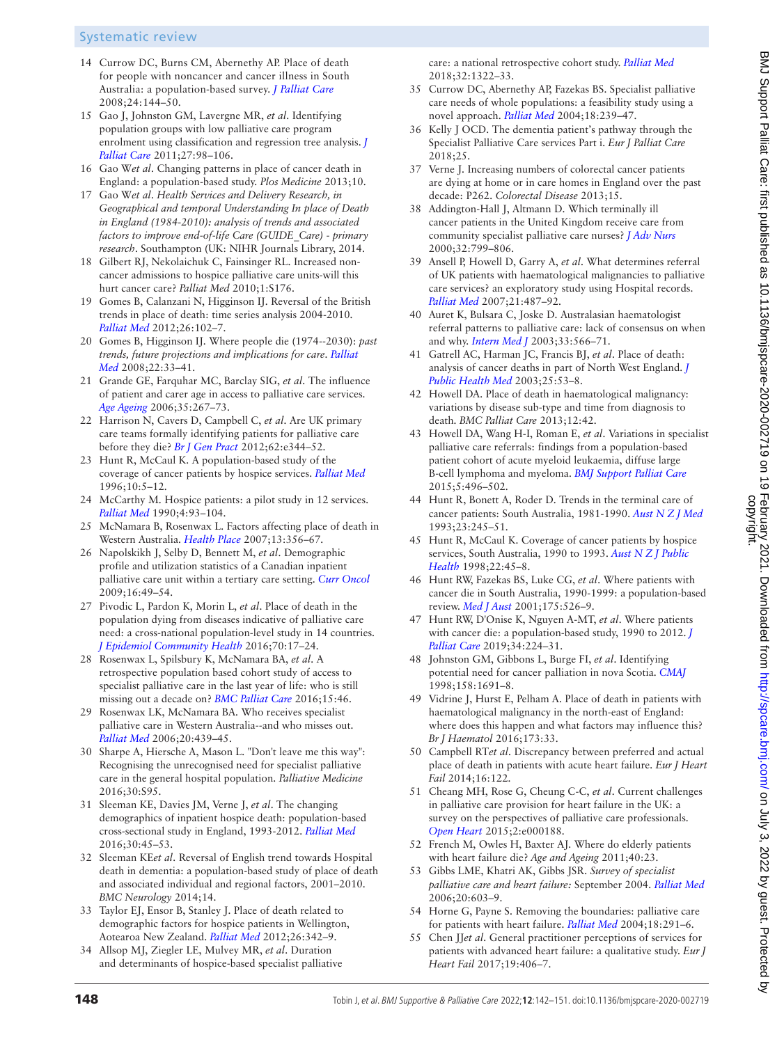14 Currow DC, Burns CM, Abernethy AP. Place of death for people with noncancer and cancer illness in South Australia: a population-based survey. *J Palliat Care* 2008;24:144–50.

15 Gao J, Johnston GM, Lavergne MR, *et al*. Identifying population groups with low palliative care program enrolment using classification and regression tree analysis. *J Palliat Care* 2011;27:98–106.

16 Gao W*et al*. Changing patterns in place of cancer death in England: a population-based study. *Plos Medicine* 2013;10.

17 Gao W*et al*. *Health Services and Delivery Research, in Geographical and temporal Understanding In place of Death in England (1984-2010): analysis of trends and associated factors to improve end-of-life Care (GUIDE_Care) - primary research*. Southampton (UK: NIHR Journals Library, 2014.

18 Gilbert RJ, Nekolaichuk C, Fainsinger RL. Increased non-cancer admissions to hospice palliative care units-will this hurt cancer care? *Palliat Med* 2010;1:S176.

19 Gomes B, Calanzani N, Higginson IJ. Reversal of the British trends in place of death: time series analysis 2004-2010. *Palliat Med* 2012;26:102–7.

20 Gomes B, Higginson IJ. Where people die (1974--2030): *past trends, future projections and implications for care*. *Palliat Med* 2008;22:33–41.

21 Grande GE, Farquhar MC, Barclay SIG, *et al*. The influence of patient and carer age in access to palliative care services. *Age Ageing* 2006;35:267–73.

22 Harrison N, Cavers D, Campbell C, *et al*. Are UK primary care teams formally identifying patients for palliative care before they die? *Br J Gen Pract* 2012;62:e344–52.

23 Hunt R, McCaul K. A population-based study of the coverage of cancer patients by hospice services. *Palliat Med* 1996;10:5–12.

24 McCarthy M. Hospice patients: a pilot study in 12 services. *Palliat Med* 1990;4:93–104.

25 McNamara B, Rosenwax L. Factors affecting place of death in Western Australia. *Health Place* 2007;13:356–67.

26 Napolskikh J, Selby D, Bennett M, *et al*. Demographic profile and utilization statistics of a Canadian inpatient palliative care unit within a tertiary care setting. *Curr Oncol* 2009;16:49–54.

27 Pivodic L, Pardon K, Morin L, *et al*. Place of death in the population dying from diseases indicative of palliative care need: a cross-national population-level study in 14 countries. *J Epidemiol Community Health* 2016;70:17–24.

28 Rosenwax L, Spilsbury K, McNamara BA, *et al*. A retrospective population based cohort study of access to specialist palliative care in the last year of life: who is still missing out a decade on? *BMC Palliat Care* 2016;15:46.

29 Rosenwax LK, McNamara BA. Who receives specialist palliative care in Western Australia--and who misses out. *Palliat Med* 2006;20:439–45.

30 Sharpe A, Hiersche A, Mason L. "Don't leave me this way": Recognising the unrecognised need for specialist palliative care in the general hospital population. *Palliative Medicine* 2016;30:S95.

31 Sleeman KE, Davies JM, Verne J, *et al*. The changing demographics of inpatient hospice death: population-based cross-sectional study in England, 1993-2012. *Palliat Med* 2016;30:45–53.

32 Sleeman KE*et al*. Reversal of English trend towards Hospital death in dementia: a population-based study of place of death and associated individual and regional factors, 2001–2010. *BMC Neurology* 2014;14.

33 Taylor EJ, Ensor B, Stanley J. Place of death related to demographic factors for hospice patients in Wellington, Aotearoa New Zealand. *Palliat Med* 2012;26:342–9.

34 Allsop MJ, Ziegler LE, Mulvey MR, *et al*. Duration and determinants of hospice-based specialist palliative care: a national retrospective cohort study. *Palliat Med* 2018;32:1322–33.

35 Currow DC, Abernethy AP, Fazekas BS. Specialist palliative care needs of whole populations: a feasibility study using a novel approach. *Palliat Med* 2004;18:239–47.

36 Kelly J OCD. The dementia patient's pathway through the Specialist Palliative Care services Part i. *Eur J Palliat Care* 2018;25.

37 Verne J. Increasing numbers of colorectal cancer patients are dying at home or in care homes in England over the past decade: P262. *Colorectal Disease* 2013;15.

38 Addington-Hall J, Altmann D. Which terminally ill cancer patients in the United Kingdom receive care from community specialist palliative care nurses? *J Adv Nurs* 2000;32:799–806.

39 Ansell P, Howell D, Garry A, *et al*. What determines referral of UK patients with haematological malignancies to palliative care services? an exploratory study using Hospital records. *Palliat Med* 2007;21:487–92.

40 Auret K, Bulsara C, Joske D. Australasian haematologist referral patterns to palliative care: lack of consensus on when and why. *Intern Med J* 2003;33:566–71.

41 Gatrell AC, Harman JC, Francis BJ, *et al*. Place of death: analysis of cancer deaths in part of North West England. *J Public Health Med* 2003;25:53–8.

42 Howell DA. Place of death in haematological malignancy: variations by disease sub-type and time from diagnosis to death. *BMC Palliat Care* 2013;12:42.

43 Howell DA, Wang H-I, Roman E, *et al*. Variations in specialist palliative care referrals: findings from a population-based patient cohort of acute myeloid leukaemia, diffuse large B-cell lymphoma and myeloma. *BMJ Support Palliat Care* 2015;5:496–502.

44 Hunt R, Bonett A, Roder D. Trends in the terminal care of cancer patients: South Australia, 1981-1990. *Aust N Z J Med* 1993;23:245–51.

45 Hunt R, McCaul K. Coverage of cancer patients by hospice services, South Australia, 1990 to 1993. *Aust N Z J Public Health* 1998;22:45–8.

46 Hunt RW, Fazekas BS, Luke CG, *et al*. Where patients with cancer die in South Australia, 1990-1999: a population-based review. *Med J Aust* 2001;175:526–9.

47 Hunt RW, D'Onise K, Nguyen A-MT, *et al*. Where patients with cancer die: a population-based study, 1990 to 2012. *J Palliat Care* 2019;34:224–31.

48 Johnston GM, Gibbons L, Burge FI, *et al*. Identifying potential need for cancer palliation in nova Scotia. *CMAJ* 1998;158:1691–8.

49 Vidrine J, Hurst E, Pelham A. Place of death in patients with haematological malignancy in the north-east of England: where does this happen and what factors may influence this? *Br J Haematol* 2016;173:33.

50 Campbell RT*et al*. Discrepancy between preferred and actual place of death in patients with acute heart failure. *Eur J Heart Fail* 2014;16:122.

51 Cheang MH, Rose G, Cheung C-C, *et al*. Current challenges in palliative care provision for heart failure in the UK: a survey on the perspectives of palliative care professionals. *Open Heart* 2015;2:e000188.

52 French M, Owles H, Baxter AJ. Where do elderly patients with heart failure die? *Age and Ageing* 2011;40:23.

53 Gibbs LME, Khatri AK, Gibbs JSR. *Survey of specialist palliative care and heart failure:* September 2004. *Palliat Med* 2006;20:603–9.

54 Horne G, Payne S. Removing the boundaries: palliative care for patients with heart failure. *Palliat Med* 2004;18:291–6.

55 Chen JJ*et al*. General practitioner perceptions of services for patients with advanced heart failure: a qualitative study. *Eur J Heart Fail* 2017;19:406–7.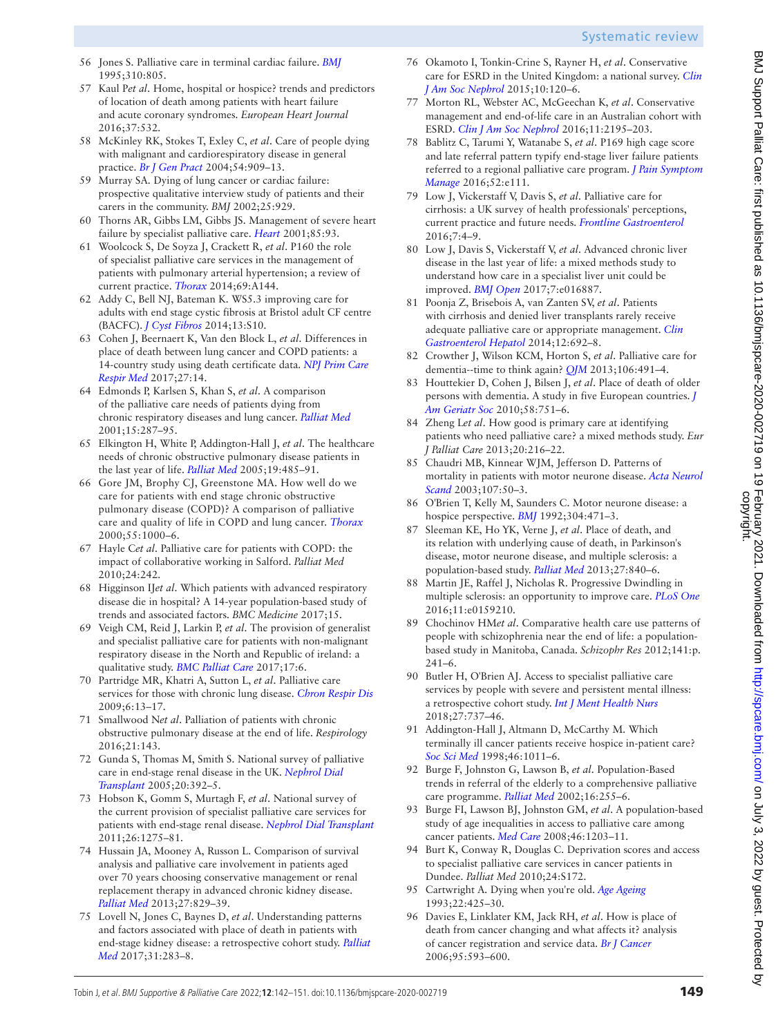56 Jones S. Palliative care in terminal cardiac failure. *BMJ* 1995;310:805.

57 Kaul P*et al*. Home, hospital or hospice? trends and predictors of location of death among patients with heart failure and acute coronary syndromes. *European Heart Journal* 2016;37:532.

58 McKinley RK, Stokes T, Exley C, *et al*. Care of people dying with malignant and cardiorespiratory disease in general practice. *Br J Gen Pract* 2004;54:909–13.

59 Murray SA. Dying of lung cancer or cardiac failure: prospective qualitative interview study of patients and their carers in the community. *BMJ* 2002;25:929.

60 Thorns AR, Gibbs LM, Gibbs JS. Management of severe heart failure by specialist palliative care. *Heart* 2001;85:93.

61 Woolcock S, De Soyza J, Crackett R, *et al*. P160 the role of specialist palliative care services in the management of patients with pulmonary arterial hypertension; a review of current practice. *Thorax* 2014;69:A144.

62 Addy C, Bell NJ, Bateman K. WS5.3 improving care for adults with end stage cystic fibrosis at Bristol adult CF centre (BACFC). *J Cyst Fibros* 2014;13:S10.

63 Cohen J, Beernaert K, Van den Block L, *et al*. Differences in place of death between lung cancer and COPD patients: a 14-country study using death certificate data. *NPJ Prim Care Respir Med* 2017;27:14.

64 Edmonds P, Karlsen S, Khan S, *et al*. A comparison of the palliative care needs of patients dying from chronic respiratory diseases and lung cancer. *Palliat Med* 2001;15:287–95.

65 Elkington H, White P, Addington-Hall J, *et al*. The healthcare needs of chronic obstructive pulmonary disease patients in the last year of life. *Palliat Med* 2005;19:485–91.

66 Gore JM, Brophy CJ, Greenstone MA. How well do we care for patients with end stage chronic obstructive pulmonary disease (COPD)? A comparison of palliative care and quality of life in COPD and lung cancer. *Thorax* 2000;55:1000–6.

67 Hayle C*et al*. Palliative care for patients with COPD: the impact of collaborative working in Salford. *Palliat Med* 2010;24:242.

68 Higginson IJ*et al*. Which patients with advanced respiratory disease die in hospital? A 14-year population-based study of trends and associated factors. *BMC Medicine* 2017;15.

69 Veigh CM, Reid J, Larkin P, *et al*. The provision of generalist and specialist palliative care for patients with non-malignant respiratory disease in the North and Republic of ireland: a qualitative study. *BMC Palliat Care* 2017;17:6.

70 Partridge MR, Khatri A, Sutton L, *et al*. Palliative care services for those with chronic lung disease. *Chron Respir Dis* 2009;6:13–17.

71 Smallwood N*et al*. Palliation of patients with chronic obstructive pulmonary disease at the end of life. *Respirology* 2016;21:143.

72 Gunda S, Thomas M, Smith S. National survey of palliative care in end-stage renal disease in the UK. *Nephrol Dial Transplant* 2005;20:392–5.

73 Hobson K, Gomm S, Murtagh F, *et al*. National survey of the current provision of specialist palliative care services for patients with end-stage renal disease. *Nephrol Dial Transplant* 2011;26:1275–81.

74 Hussain JA, Mooney A, Russon L. Comparison of survival analysis and palliative care involvement in patients aged over 70 years choosing conservative management or renal replacement therapy in advanced chronic kidney disease. *Palliat Med* 2013;27:829–39.

75 Lovell N, Jones C, Baynes D, *et al*. Understanding patterns and factors associated with place of death in patients with end-stage kidney disease: a retrospective cohort study. *Palliat Med* 2017;31:283–8.

76 Okamoto I, Tonkin-Crine S, Rayner H, *et al*. Conservative care for ESRD in the United Kingdom: a national survey. *Clin J Am Soc Nephrol* 2015;10:120–6.

77 Morton RL, Webster AC, McGeechan K, *et al*. Conservative management and end-of-life care in an Australian cohort with ESRD. *Clin J Am Soc Nephrol* 2016;11:2195–203.

78 Bablitz C, Tarumi Y, Watanabe S, *et al*. P169 high cage score and late referral pattern typify end-stage liver failure patients referred to a regional palliative care program. *J Pain Symptom Manage* 2016;52:e111.

79 Low J, Vickerstaff V, Davis S, *et al*. Palliative care for cirrhosis: a UK survey of health professionals' perceptions, current practice and future needs. *Frontline Gastroenterol* 2016;7:4–9.

80 Low J, Davis S, Vickerstaff V, *et al*. Advanced chronic liver disease in the last year of life: a mixed methods study to understand how care in a specialist liver unit could be improved. *BMJ Open* 2017;7:e016887.

81 Poonja Z, Brisebois A, van Zanten SV, *et al*. Patients with cirrhosis and denied liver transplants rarely receive adequate palliative care or appropriate management. *Clin Gastroenterol Hepatol* 2014;12:692–8.

82 Crowther J, Wilson KCM, Horton S, *et al*. Palliative care for dementia--time to think again? *QJM* 2013;106:491–4.

83 Houttekier D, Cohen J, Bilsen J, *et al*. Place of death of older persons with dementia. A study in five European countries. *J Am Geriatr Soc* 2010;58:751–6.

84 Zheng L*et al*. How good is primary care at identifying patients who need palliative care? a mixed methods study. *Eur J Palliat Care* 2013;20:216–22.

85 Chaudri MB, Kinnear WJM, Jefferson D. Patterns of mortality in patients with motor neurone disease. *Acta Neurol Scand* 2003;107:50–3.

86 O'Brien T, Kelly M, Saunders C. Motor neurone disease: a hospice perspective. *BMJ* 1992;304:471–3.

87 Sleeman KE, Ho YK, Verne J, *et al*. Place of death, and its relation with underlying cause of death, in Parkinson's disease, motor neurone disease, and multiple sclerosis: a population-based study. *Palliat Med* 2013;27:840–6.

88 Martin JE, Raffel J, Nicholas R. Progressive Dwindling in multiple sclerosis: an opportunity to improve care. *PLoS One* 2016;11:e0159210.

89 Chochinov HM*et al*. Comparative health care use patterns of people with schizophrenia near the end of life: a population-based study in Manitoba, Canada. *Schizophr Res* 2012;141:p. 241–6.

90 Butler H, O'Brien AJ. Access to specialist palliative care services by people with severe and persistent mental illness: a retrospective cohort study. *Int J Ment Health Nurs* 2018;27:737–46.

91 Addington-Hall J, Altmann D, McCarthy M. Which terminally ill cancer patients receive hospice in-patient care? *Soc Sci Med* 1998;46:1011–6.

92 Burge F, Johnston G, Lawson B, *et al*. Population-Based trends in referral of the elderly to a comprehensive palliative care programme. *Palliat Med* 2002;16:255–6.

93 Burge FI, Lawson BJ, Johnston GM, *et al*. A population-based study of age inequalities in access to palliative care among cancer patients. *Med Care* 2008;46:1203–11.

94 Burt K, Conway R, Douglas C. Deprivation scores and access to specialist palliative care services in cancer patients in Dundee. *Palliat Med* 2010;24:S172.

95 Cartwright A. Dying when you're old. *Age Ageing* 1993;22:425–30.

96 Davies E, Linklater KM, Jack RH, *et al*. How is place of death from cancer changing and what affects it? analysis of cancer registration and service data. *Br J Cancer* 2006;95:593–600.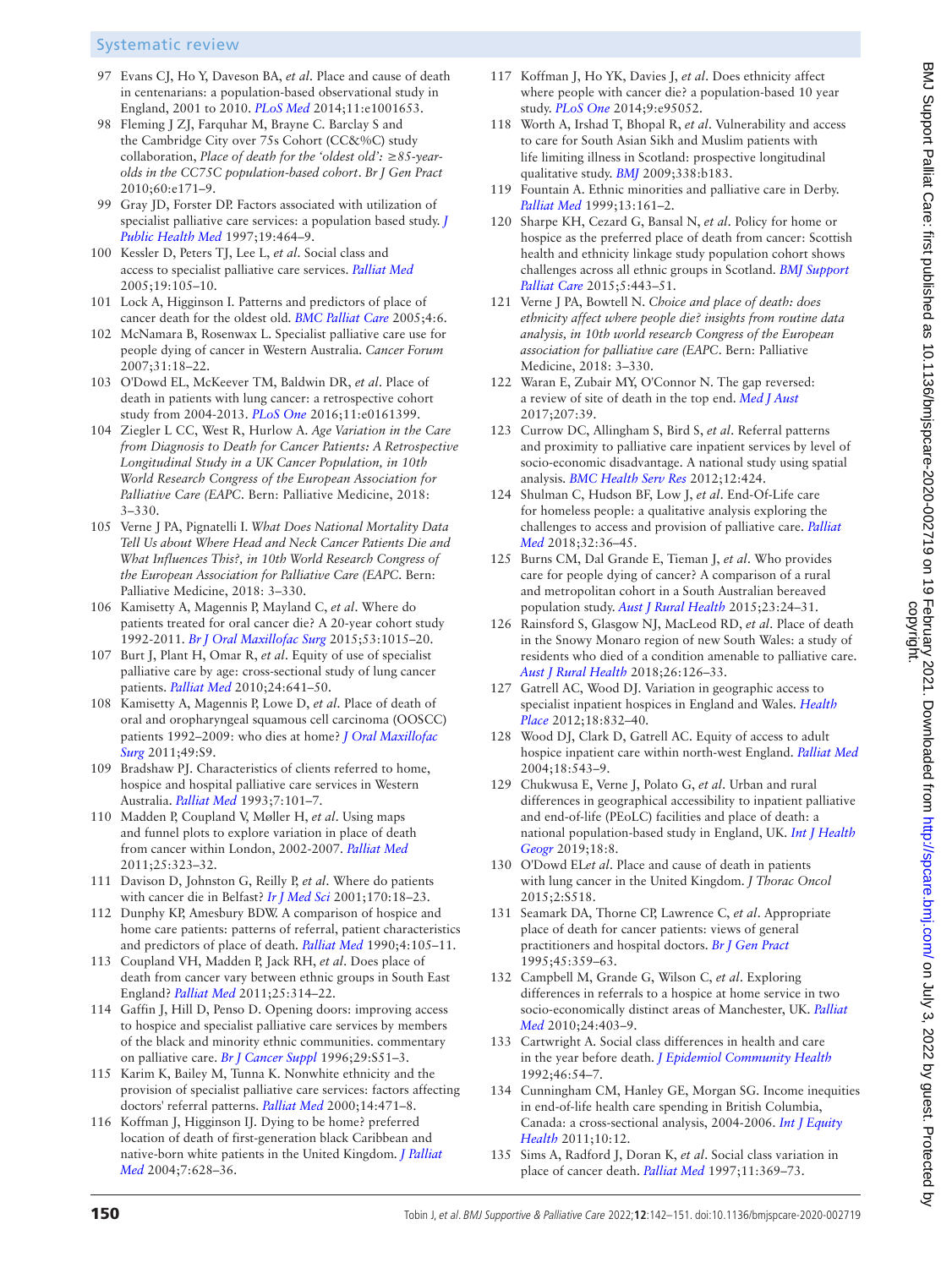97 Evans CJ, Ho Y, Daveson BA, *et al*. Place and cause of death in centenarians: a population-based observational study in England, 2001 to 2010. *PLoS Med* 2014;11:e1001653.

98 Fleming J ZJ, Farquhar M, Brayne C. Barclay S and the Cambridge City over 75s Cohort (CC&%C) study collaboration, *Place of death for the 'oldest old': ≥85-year-olds in the CC75C population-based cohort*. Br J Gen Pract 2010;60:e171–9.

99 Gray JD, Forster DP. Factors associated with utilization of specialist palliative care services: a population based study. *J Public Health Med* 1997;19:464–9.

100 Kessler D, Peters TJ, Lee L, *et al*. Social class and access to specialist palliative care services. *Palliat Med* 2005;19:105–10.

101 Lock A, Higginson I. Patterns and predictors of place of cancer death for the oldest old. *BMC Palliat Care* 2005;4:6.

102 McNamara B, Rosenwax L. Specialist palliative care use for people dying of cancer in Western Australia. *Cancer Forum* 2007;31:18–22.

103 O'Dowd EL, McKeever TM, Baldwin DR, *et al*. Place of death in patients with lung cancer: a retrospective cohort study from 2004-2013. *PLoS One* 2016;11:e0161399.

104 Ziegler L CC, West R, Hurlow A. *Age Variation in the Care from Diagnosis to Death for Cancer Patients: A Retrospective Longitudinal Study in a UK Cancer Population, in 10th World Research Congress of the European Association for Palliative Care (EAPC*. Bern: Palliative Medicine, 2018: 3–330.

105 Verne J PA, Pignatelli I. *What Does National Mortality Data Tell Us about Where Head and Neck Cancer Patients Die and What Influences This?, in 10th World Research Congress of the European Association for Palliative Care (EAPC*. Bern: Palliative Medicine, 2018: 3–330.

106 Kamisetty A, Magennis P, Mayland C, *et al*. Where do patients treated for oral cancer die? A 20-year cohort study 1992-2011. *Br J Oral Maxillofac Surg* 2015;53:1015–20.

107 Burt J, Plant H, Omar R, *et al*. Equity of use of specialist palliative care by age: cross-sectional study of lung cancer patients. *Palliat Med* 2010;24:641–50.

108 Kamisetty A, Magennis P, Lowe D, *et al*. Place of death of oral and oropharyngeal squamous cell carcinoma (OOSCC) patients 1992–2009: who dies at home? *J Oral Maxillofac Surg* 2011;49:S9.

109 Bradshaw PJ. Characteristics of clients referred to home, hospice and hospital palliative care services in Western Australia. *Palliat Med* 1993;7:101–7.

110 Madden P, Coupland V, Møller H, *et al*. Using maps and funnel plots to explore variation in place of death from cancer within London, 2002-2007. *Palliat Med* 2011;25:323–32.

111 Davison D, Johnston G, Reilly P, *et al*. Where do patients with cancer die in Belfast? *Ir J Med Sci* 2001;170:18–23.

112 Dunphy KP, Amesbury BDW. A comparison of hospice and home care patients: patterns of referral, patient characteristics and predictors of place of death. *Palliat Med* 1990;4:105–11.

113 Coupland VH, Madden P, Jack RH, *et al*. Does place of death from cancer vary between ethnic groups in South East England? *Palliat Med* 2011;25:314–22.

114 Gaffin J, Hill D, Penso D. Opening doors: improving access to hospice and specialist palliative care services by members of the black and minority ethnic communities. commentary on palliative care. *Br J Cancer Suppl* 1996;29:S51–3.

115 Karim K, Bailey M, Tunna K. Nonwhite ethnicity and the provision of specialist palliative care services: factors affecting doctors' referral patterns. *Palliat Med* 2000;14:471–8.

116 Koffman J, Higginson IJ. Dying to be home? preferred location of death of first-generation black Caribbean and native-born white patients in the United Kingdom. *J Palliat Med* 2004;7:628–36.

117 Koffman J, Ho YK, Davies J, *et al*. Does ethnicity affect where people with cancer die? a population-based 10 year study. *PLoS One* 2014;9:e95052.

118 Worth A, Irshad T, Bhopal R, *et al*. Vulnerability and access to care for South Asian Sikh and Muslim patients with life limiting illness in Scotland: prospective longitudinal qualitative study. *BMJ* 2009;338:b183.

119 Fountain A. Ethnic minorities and palliative care in Derby. *Palliat Med* 1999;13:161–2.

120 Sharpe KH, Cezard G, Bansal N, *et al*. Policy for home or hospice as the preferred place of death from cancer: Scottish health and ethnicity linkage study population cohort shows challenges across all ethnic groups in Scotland. *BMJ Support Palliat Care* 2015;5:443–51.

121 Verne J PA, Bowtell N. *Choice and place of death: does ethnicity affect where people die? insights from routine data analysis, in 10th world research Congress of the European association for palliative care (EAPC*. Bern: Palliative Medicine, 2018: 3–330.

122 Waran E, Zubair MY, O'Connor N. The gap reversed: a review of site of death in the top end. *Med J Aust* 2017;207:39.

123 Currow DC, Allingham S, Bird S, *et al*. Referral patterns and proximity to palliative care inpatient services by level of socio-economic disadvantage. A national study using spatial analysis. *BMC Health Serv Res* 2012;12:424.

124 Shulman C, Hudson BF, Low J, *et al*. End-Of-Life care for homeless people: a qualitative analysis exploring the challenges to access and provision of palliative care. *Palliat Med* 2018;32:36–45.

125 Burns CM, Dal Grande E, Tieman J, *et al*. Who provides care for people dying of cancer? A comparison of a rural and metropolitan cohort in a South Australian bereaved population study. *Aust J Rural Health* 2015;23:24–31.

126 Rainsford S, Glasgow NJ, MacLeod RD, *et al*. Place of death in the Snowy Monaro region of new South Wales: a study of residents who died of a condition amenable to palliative care. *Aust J Rural Health* 2018;26:126–33.

127 Gatrell AC, Wood DJ. Variation in geographic access to specialist inpatient hospices in England and Wales. *Health Place* 2012;18:832–40.

128 Wood DJ, Clark D, Gatrell AC. Equity of access to adult hospice inpatient care within north-west England. *Palliat Med* 2004;18:543–9.

129 Chukwusa E, Verne J, Polato G, *et al*. Urban and rural differences in geographical accessibility to inpatient palliative and end-of-life (PEoLC) facilities and place of death: a national population-based study in England, UK. *Int J Health Geogr* 2019;18:8.

130 O'Dowd EL*et al*. Place and cause of death in patients with lung cancer in the United Kingdom. *J Thorac Oncol* 2015;2:S518.

131 Seamark DA, Thorne CP, Lawrence C, *et al*. Appropriate place of death for cancer patients: views of general practitioners and hospital doctors. *Br J Gen Pract* 1995;45:359–63.

132 Campbell M, Grande G, Wilson C, *et al*. Exploring differences in referrals to a hospice at home service in two socio-economically distinct areas of Manchester, UK. *Palliat Med* 2010;24:403–9.

133 Cartwright A. Social class differences in health and care in the year before death. *J Epidemiol Community Health* 1992;46:54–7.

134 Cunningham CM, Hanley GE, Morgan SG. Income inequities in end-of-life health care spending in British Columbia, Canada: a cross-sectional analysis, 2004-2006. *Int J Equity Health* 2011;10:12.

135 Sims A, Radford J, Doran K, *et al*. Social class variation in place of cancer death. *Palliat Med* 1997;11:369–73.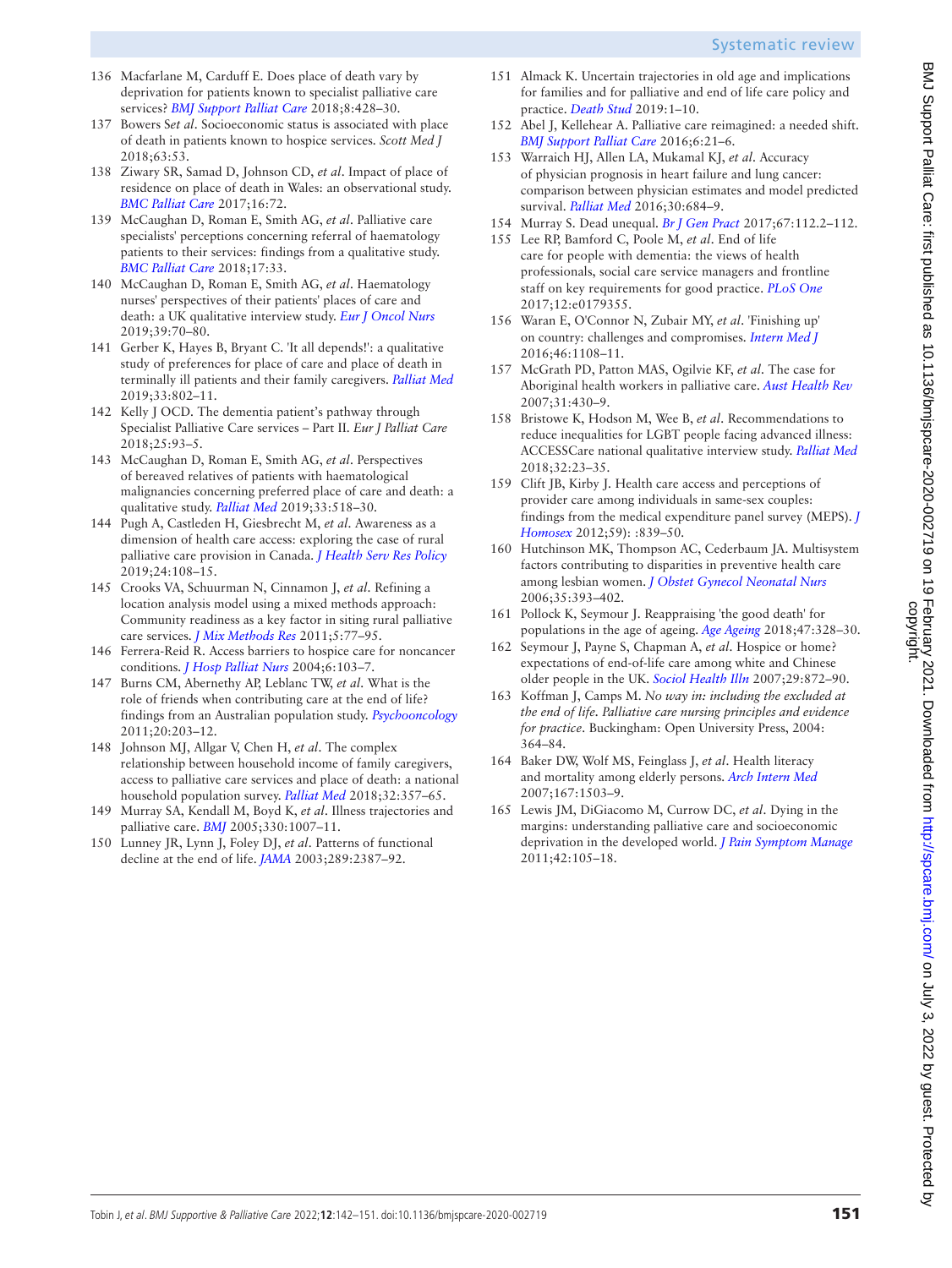136 Macfarlane M, Carduff E. Does place of death vary by deprivation for patients known to specialist palliative care services? *BMJ Support Palliat Care* 2018;8:428–30.

137 Bowers S*et al*. Socioeconomic status is associated with place of death in patients known to hospice services. *Scott Med J* 2018;63:53.

138 Ziwary SR, Samad D, Johnson CD, *et al*. Impact of place of residence on place of death in Wales: an observational study. *BMC Palliat Care* 2017;16:72.

139 McCaughan D, Roman E, Smith AG, *et al*. Palliative care specialists' perceptions concerning referral of haematology patients to their services: findings from a qualitative study. *BMC Palliat Care* 2018;17:33.

140 McCaughan D, Roman E, Smith AG, *et al*. Haematology nurses' perspectives of their patients' places of care and death: a UK qualitative interview study. *Eur J Oncol Nurs* 2019;39:70–80.

141 Gerber K, Hayes B, Bryant C. 'It all depends!': a qualitative study of preferences for place of care and place of death in terminally ill patients and their family caregivers. *Palliat Med* 2019;33:802–11.

142 Kelly J OCD. The dementia patient's pathway through Specialist Palliative Care services – Part II. *Eur J Palliat Care* 2018;25:93–5.

143 McCaughan D, Roman E, Smith AG, *et al*. Perspectives of bereaved relatives of patients with haematological malignancies concerning preferred place of care and death: a qualitative study. *Palliat Med* 2019;33:518–30.

144 Pugh A, Castleden H, Giesbrecht M, *et al*. Awareness as a dimension of health care access: exploring the case of rural palliative care provision in Canada. *J Health Serv Res Policy* 2019;24:108–15.

145 Crooks VA, Schuurman N, Cinnamon J, *et al*. Refining a location analysis model using a mixed methods approach: Community readiness as a key factor in siting rural palliative care services. *J Mix Methods Res* 2011;5:77–95.

146 Ferrera-Reid R. Access barriers to hospice care for noncancer conditions. *J Hosp Palliat Nurs* 2004;6:103–7.

147 Burns CM, Abernethy AP, Leblanc TW, *et al*. What is the role of friends when contributing care at the end of life? findings from an Australian population study. *Psychooncology* 2011;20:203–12.

148 Johnson MJ, Allgar V, Chen H, *et al*. The complex relationship between household income of family caregivers, access to palliative care services and place of death: a national household population survey. *Palliat Med* 2018;32:357–65.

149 Murray SA, Kendall M, Boyd K, *et al*. Illness trajectories and palliative care. *BMJ* 2005;330:1007–11.

150 Lunney JR, Lynn J, Foley DJ, *et al*. Patterns of functional decline at the end of life. *JAMA* 2003;289:2387–92.

151 Almack K. Uncertain trajectories in old age and implications for families and for palliative and end of life care policy and practice. *Death Stud* 2019:1–10.

152 Abel J, Kellehear A. Palliative care reimagined: a needed shift. *BMJ Support Palliat Care* 2016;6:21–6.

153 Warraich HJ, Allen LA, Mukamal KJ, *et al*. Accuracy of physician prognosis in heart failure and lung cancer: comparison between physician estimates and model predicted survival. *Palliat Med* 2016;30:684–9.

154 Murray S. Dead unequal. *Br J Gen Pract* 2017;67:112.2–112.

155 Lee RP, Bamford C, Poole M, *et al*. End of life care for people with dementia: the views of health professionals, social care service managers and frontline staff on key requirements for good practice. *PLoS One* 2017;12:e0179355.

156 Waran E, O'Connor N, Zubair MY, *et al*. 'Finishing up' on country: challenges and compromises. *Intern Med J* 2016;46:1108–11.

157 McGrath PD, Patton MAS, Ogilvie KF, *et al*. The case for Aboriginal health workers in palliative care. *Aust Health Rev* 2007;31:430–9.

158 Bristowe K, Hodson M, Wee B, *et al*. Recommendations to reduce inequalities for LGBT people facing advanced illness: ACCESSCare national qualitative interview study. *Palliat Med* 2018;32:23–35.

159 Clift JB, Kirby J. Health care access and perceptions of provider care among individuals in same-sex couples: findings from the medical expenditure panel survey (MEPS). *J Homosex* 2012;59): :839–50.

160 Hutchinson MK, Thompson AC, Cederbaum JA. Multisystem factors contributing to disparities in preventive health care among lesbian women. *J Obstet Gynecol Neonatal Nurs* 2006;35:393–402.

161 Pollock K, Seymour J. Reappraising 'the good death' for populations in the age of ageing. *Age Ageing* 2018;47:328–30.

162 Seymour J, Payne S, Chapman A, *et al*. Hospice or home? expectations of end-of-life care among white and Chinese older people in the UK. *Sociol Health Illn* 2007;29:872–90.

163 Koffman J, Camps M. *No way in: including the excluded at the end of life. Palliative care nursing principles and evidence for practice*. Buckingham: Open University Press, 2004: 364–84.

164 Baker DW, Wolf MS, Feinglass J, *et al*. Health literacy and mortality among elderly persons. *Arch Intern Med* 2007;167:1503–9.

165 Lewis JM, DiGiacomo M, Currow DC, *et al*. Dying in the margins: understanding palliative care and socioeconomic deprivation in the developed world. *J Pain Symptom Manage* 2011;42:105–18.